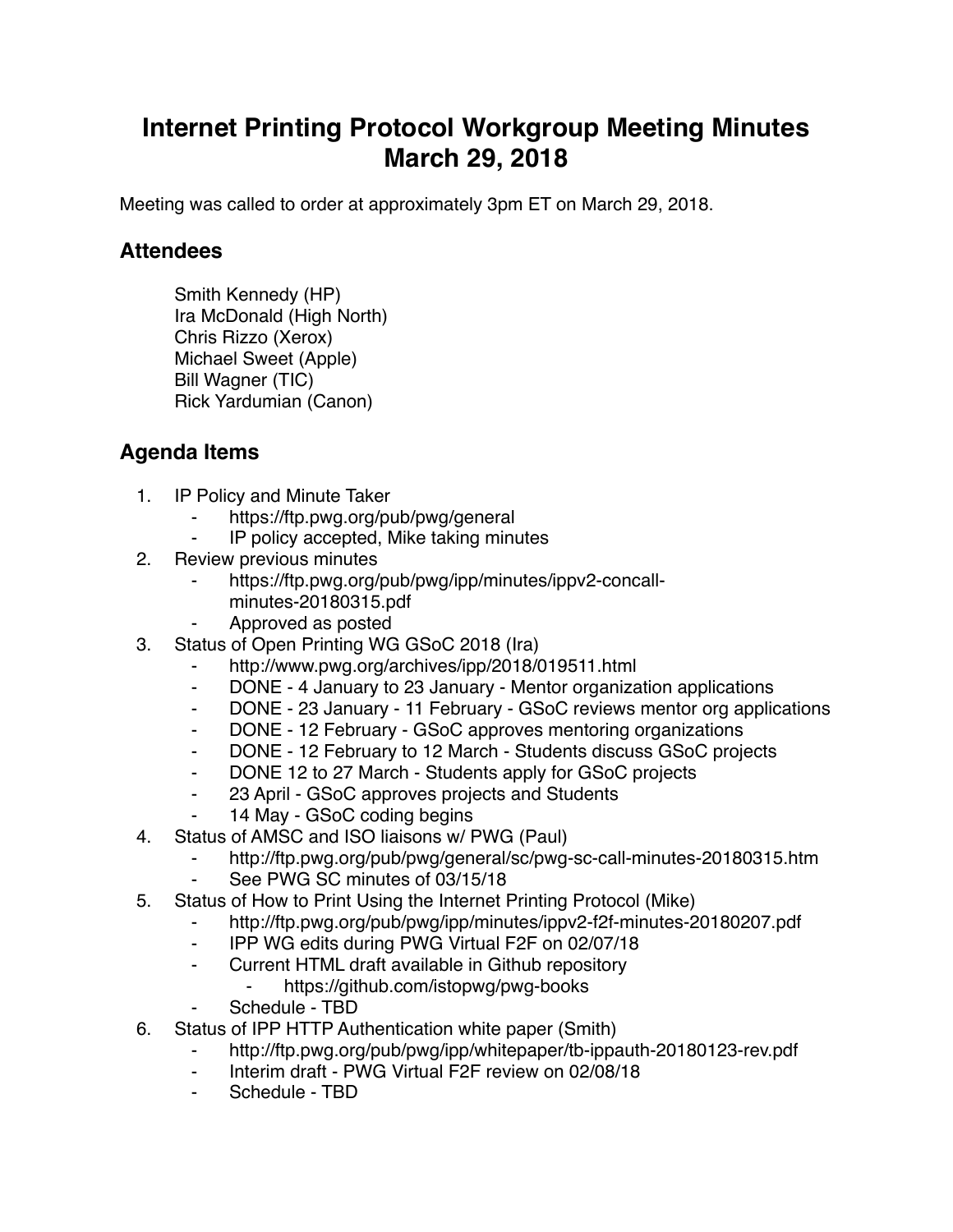# Internet Printing Protocol Workgroup Meeting Minutes March 29, 2018

Meeting was called to order at approximately 3pm ET on March 29, 2018.

## Attendees

Smith Kennedy (HP)
Ira McDonald (High North)
Chris Rizzo (Xerox)
Michael Sweet (Apple)
Bill Wagner (TIC)
Rick Yardumian (Canon)

## Agenda Items

1. IP Policy and Minute Taker
    - https://ftp.pwg.org/pub/pwg/general
    - IP policy accepted, Mike taking minutes
2. Review previous minutes
    - https://ftp.pwg.org/pub/pwg/ipp/minutes/ippv2-concall-minutes-20180315.pdf
    - Approved as posted
3. Status of Open Printing WG GSoC 2018 (Ira)
    - http://www.pwg.org/archives/ipp/2018/019511.html
    - DONE - 4 January to 23 January - Mentor organization applications
    - DONE - 23 January - 11 February - GSoC reviews mentor org applications
    - DONE - 12 February - GSoC approves mentoring organizations
    - DONE - 12 February to 12 March - Students discuss GSoC projects
    - DONE 12 to 27 March - Students apply for GSoC projects
    - 23 April - GSoC approves projects and Students
    - 14 May - GSoC coding begins
4. Status of AMSC and ISO liaisons w/ PWG (Paul)
    - http://ftp.pwg.org/pub/pwg/general/sc/pwg-sc-call-minutes-20180315.htm
    - See PWG SC minutes of 03/15/18
5. Status of How to Print Using the Internet Printing Protocol (Mike)
    - http://ftp.pwg.org/pub/pwg/ipp/minutes/ippv2-f2f-minutes-20180207.pdf
    - IPP WG edits during PWG Virtual F2F on 02/07/18
    - Current HTML draft available in Github repository
        - https://github.com/istopwg/pwg-books
    - Schedule - TBD
6. Status of IPP HTTP Authentication white paper (Smith)
    - http://ftp.pwg.org/pub/pwg/ipp/whitepaper/tb-ippauth-20180123-rev.pdf
    - Interim draft - PWG Virtual F2F review on 02/08/18
    - Schedule - TBD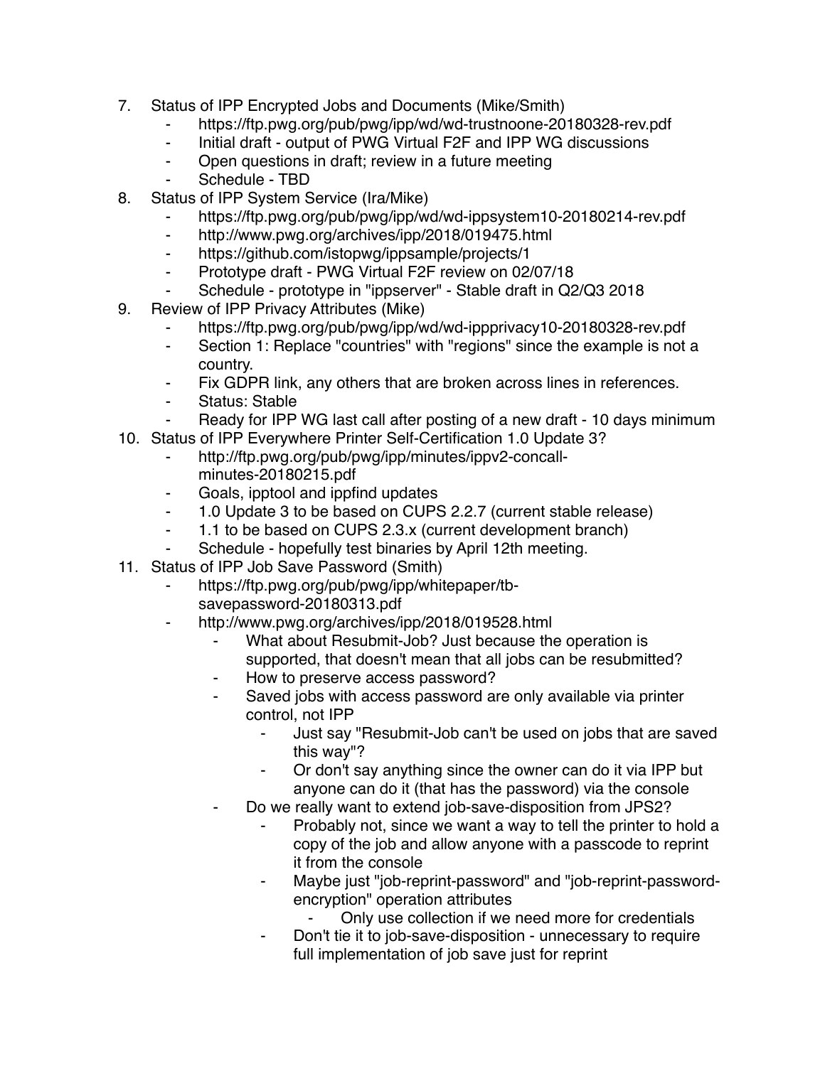7. Status of IPP Encrypted Jobs and Documents (Mike/Smith)
    - https://ftp.pwg.org/pub/pwg/ipp/wd/wd-trustnoone-20180328-rev.pdf
    - Initial draft - output of PWG Virtual F2F and IPP WG discussions
    - Open questions in draft; review in a future meeting
    - Schedule - TBD
8. Status of IPP System Service (Ira/Mike)
    - https://ftp.pwg.org/pub/pwg/ipp/wd/wd-ippsystem10-20180214-rev.pdf
    - http://www.pwg.org/archives/ipp/2018/019475.html
    - https://github.com/istopwg/ippsample/projects/1
    - Prototype draft - PWG Virtual F2F review on 02/07/18
    - Schedule - prototype in "ippserver" - Stable draft in Q2/Q3 2018
9. Review of IPP Privacy Attributes (Mike)
    - https://ftp.pwg.org/pub/pwg/ipp/wd/wd-ippprivacy10-20180328-rev.pdf
    - Section 1: Replace "countries" with "regions" since the example is not a country.
    - Fix GDPR link, any others that are broken across lines in references.
    - Status: Stable
    - Ready for IPP WG last call after posting of a new draft - 10 days minimum
10. Status of IPP Everywhere Printer Self-Certification 1.0 Update 3?
    - http://ftp.pwg.org/pub/pwg/ipp/minutes/ippv2-concall-minutes-20180215.pdf
    - Goals, ipptool and ippfind updates
    - 1.0 Update 3 to be based on CUPS 2.2.7 (current stable release)
    - 1.1 to be based on CUPS 2.3.x (current development branch)
    - Schedule - hopefully test binaries by April 12th meeting.
11. Status of IPP Job Save Password (Smith)
    - https://ftp.pwg.org/pub/pwg/ipp/whitepaper/tb-savepassword-20180313.pdf
    - http://www.pwg.org/archives/ipp/2018/019528.html
        - What about Resubmit-Job? Just because the operation is supported, that doesn't mean that all jobs can be resubmitted?
        - How to preserve access password?
        - Saved jobs with access password are only available via printer control, not IPP
            - Just say "Resubmit-Job can't be used on jobs that are saved this way"?
            - Or don't say anything since the owner can do it via IPP but anyone can do it (that has the password) via the console
        - Do we really want to extend job-save-disposition from JPS2?
            - Probably not, since we want a way to tell the printer to hold a copy of the job and allow anyone with a passcode to reprint it from the console
            - Maybe just "job-reprint-password" and "job-reprint-password-encryption" operation attributes
                - Only use collection if we need more for credentials
            - Don't tie it to job-save-disposition - unnecessary to require full implementation of job save just for reprint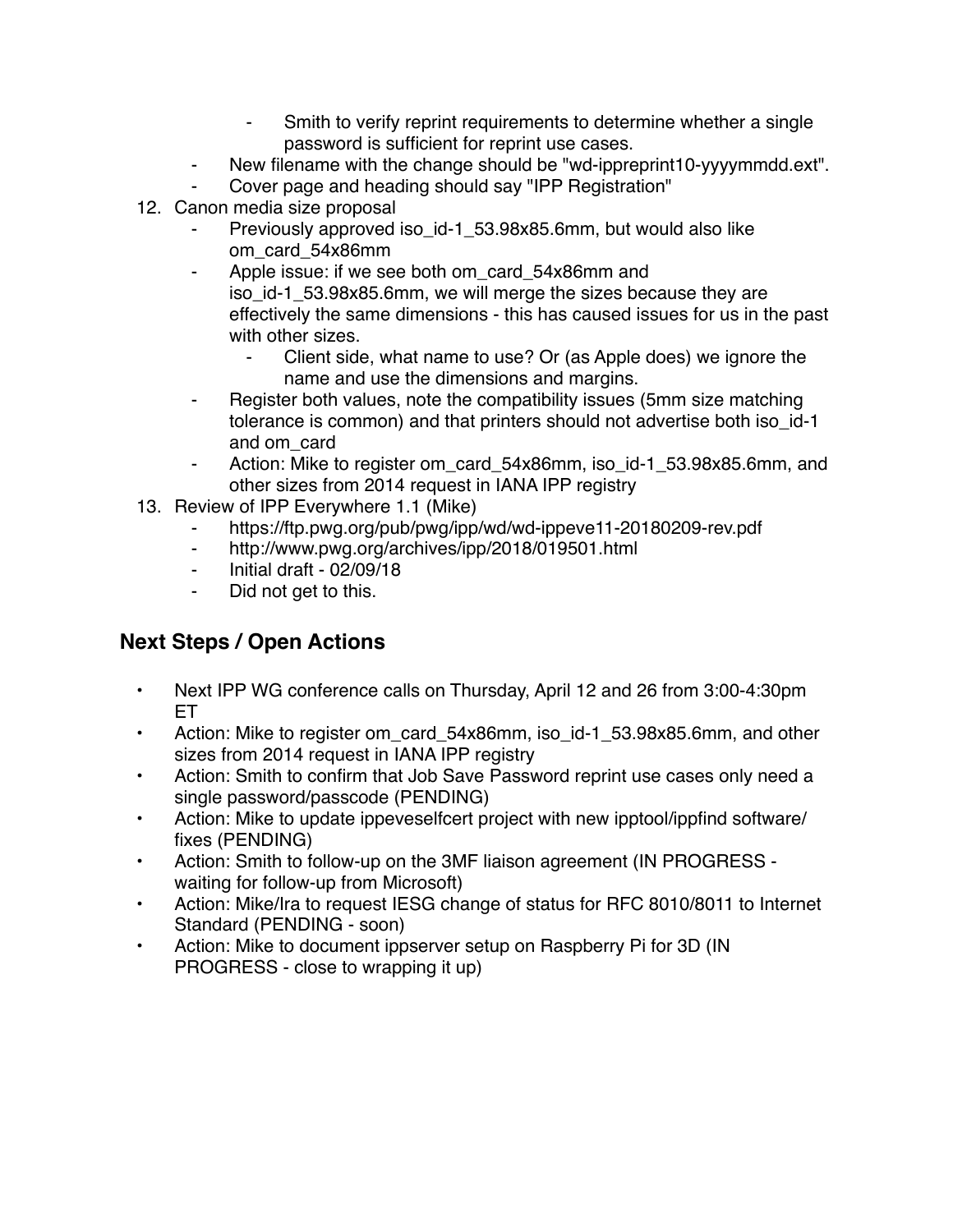- Smith to verify reprint requirements to determine whether a single password is sufficient for reprint use cases.
    - New filename with the change should be "wd-ippreprint10-yyyymmdd.ext".
    - Cover page and heading should say "IPP Registration"
12. Canon media size proposal
    - Previously approved iso_id-1_53.98x85.6mm, but would also like om_card_54x86mm
    - Apple issue: if we see both om_card_54x86mm and iso_id-1_53.98x85.6mm, we will merge the sizes because they are effectively the same dimensions - this has caused issues for us in the past with other sizes.
        - Client side, what name to use? Or (as Apple does) we ignore the name and use the dimensions and margins.
    - Register both values, note the compatibility issues (5mm size matching tolerance is common) and that printers should not advertise both iso_id-1 and om_card
    - Action: Mike to register om_card_54x86mm, iso_id-1_53.98x85.6mm, and other sizes from 2014 request in IANA IPP registry
13. Review of IPP Everywhere 1.1 (Mike)
    - https://ftp.pwg.org/pub/pwg/ipp/wd/wd-ippeve11-20180209-rev.pdf
    - http://www.pwg.org/archives/ipp/2018/019501.html
    - Initial draft - 02/09/18
    - Did not get to this.

## Next Steps / Open Actions

- Next IPP WG conference calls on Thursday, April 12 and 26 from 3:00-4:30pm ET
- Action: Mike to register om_card_54x86mm, iso_id-1_53.98x85.6mm, and other sizes from 2014 request in IANA IPP registry
- Action: Smith to confirm that Job Save Password reprint use cases only need a single password/passcode (PENDING)
- Action: Mike to update ippeveselfcert project with new ipptool/ippfind software/ fixes (PENDING)
- Action: Smith to follow-up on the 3MF liaison agreement (IN PROGRESS - waiting for follow-up from Microsoft)
- Action: Mike/Ira to request IESG change of status for RFC 8010/8011 to Internet Standard (PENDING - soon)
- Action: Mike to document ippserver setup on Raspberry Pi for 3D (IN PROGRESS - close to wrapping it up)